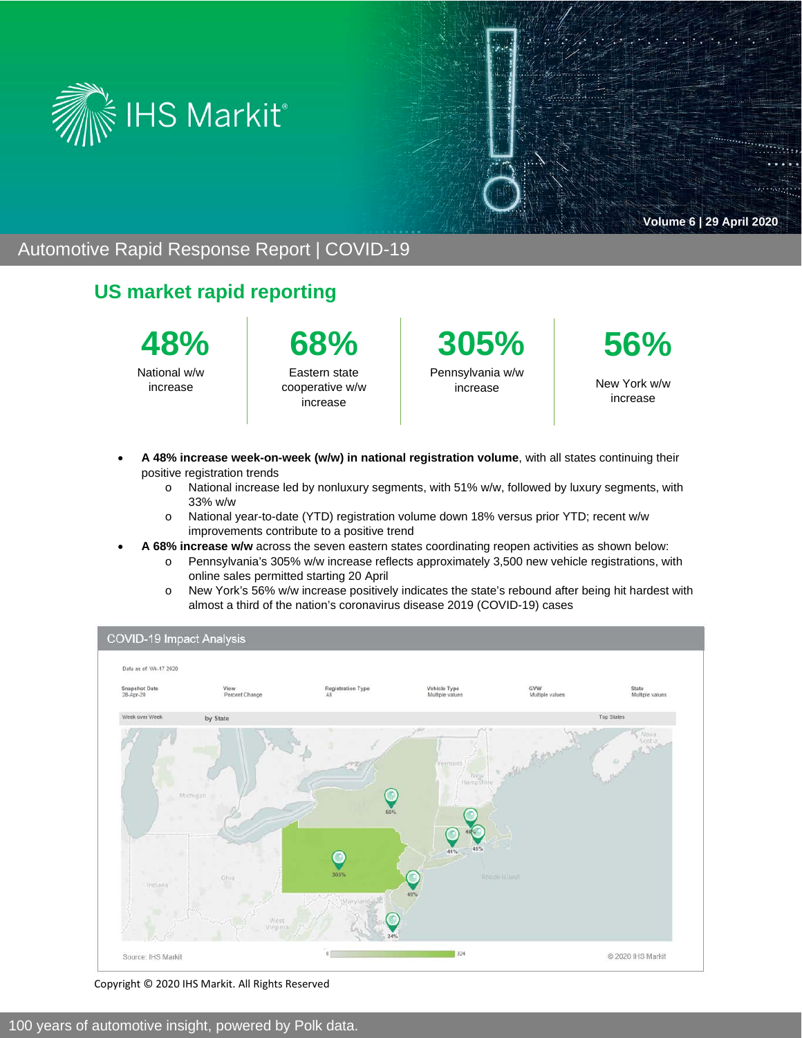IHS Markit

Volume 6 | 29 April 2020

# Automotive Rapid Response Report | COVID-19

## US market rapid reporting

| 48% | 68% | 305% | 56% |
| --- | --- | --- | --- |
| National w/w increase | Eastern state cooperative w/w increase | Pennsylvania w/w increase | New York w/w increase |

- **A 48% increase week-on-week (w/w) in national registration volume**, with all states continuing their positive registration trends
  - National increase led by nonluxury segments, with 51% w/w, followed by luxury segments, with 33% w/w
  - National year-to-date (YTD) registration volume down 18% versus prior YTD; recent w/w improvements contribute to a positive trend
- **A 68% increase w/w** across the seven eastern states coordinating reopen activities as shown below:
  - Pennsylvania's 305% w/w increase reflects approximately 3,500 new vehicle registrations, with online sales permitted starting 20 April
  - New York's 56% w/w increase positively indicates the state's rebound after being hit hardest with almost a third of the nation's coronavirus disease 2019 (COVID-19) cases

COVID-19 Impact Analysis

Data as of: Wk-17 2020

| Snapshot Date | View | Registration Type | Vehicle Type | GVW | State |
| --- | --- | --- | --- | --- | --- |
| 28-Apr-20 | Percent Change | All | Multiple values | Multiple values | Multiple values |

Week over Week — by State — Top States

Source: IHS Markit — © 2020 IHS Markit

Copyright © 2020 IHS Markit. All Rights Reserved

100 years of automotive insight, powered by Polk data.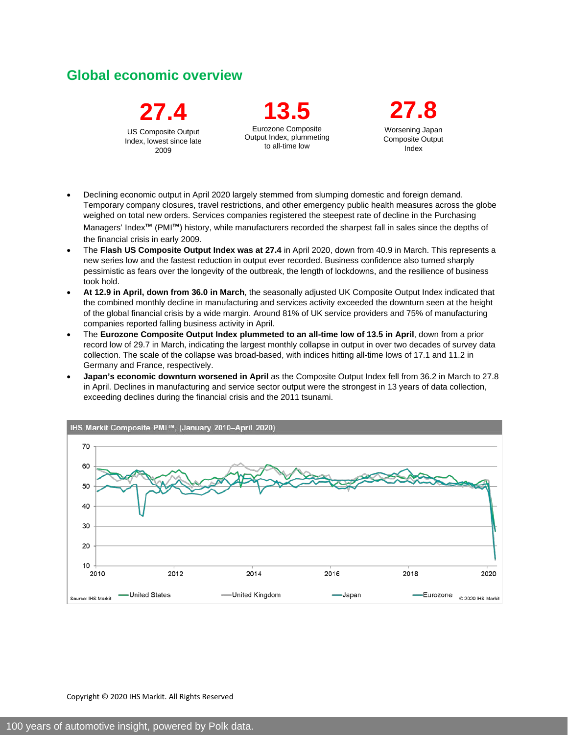## Global economic overview

**27.4**

US Composite Output Index, lowest since late 2009

**13.5**

Eurozone Composite Output Index, plummeting to all-time low

**27.8**

Worsening Japan Composite Output Index

- Declining economic output in April 2020 largely stemmed from slumping domestic and foreign demand. Temporary company closures, travel restrictions, and other emergency public health measures across the globe weighed on total new orders. Services companies registered the steepest rate of decline in the Purchasing Managers' Index™ (PMI™) history, while manufacturers recorded the sharpest fall in sales since the depths of the financial crisis in early 2009.
- The **Flash US Composite Output Index was at 27.4** in April 2020, down from 40.9 in March. This represents a new series low and the fastest reduction in output ever recorded. Business confidence also turned sharply pessimistic as fears over the longevity of the outbreak, the length of lockdowns, and the resilience of business took hold.
- **At 12.9 in April, down from 36.0 in March**, the seasonally adjusted UK Composite Output Index indicated that the combined monthly decline in manufacturing and services activity exceeded the downturn seen at the height of the global financial crisis by a wide margin. Around 81% of UK service providers and 75% of manufacturing companies reported falling business activity in April.
- The **Eurozone Composite Output Index plummeted to an all-time low of 13.5 in April**, down from a prior record low of 29.7 in March, indicating the largest monthly collapse in output in over two decades of survey data collection. The scale of the collapse was broad-based, with indices hitting all-time lows of 17.1 and 11.2 in Germany and France, respectively.
- **Japan's economic downturn worsened in April** as the Composite Output Index fell from 36.2 in March to 27.8 in April. Declines in manufacturing and service sector output were the strongest in 13 years of data collection, exceeding declines during the financial crisis and the 2011 tsunami.

**IHS Markit Composite PMI™, (January 2010–April 2020)**

Source: IHS Markit — United States, United Kingdom, Japan, Eurozone — © 2020 IHS Markit

Copyright © 2020 IHS Markit. All Rights Reserved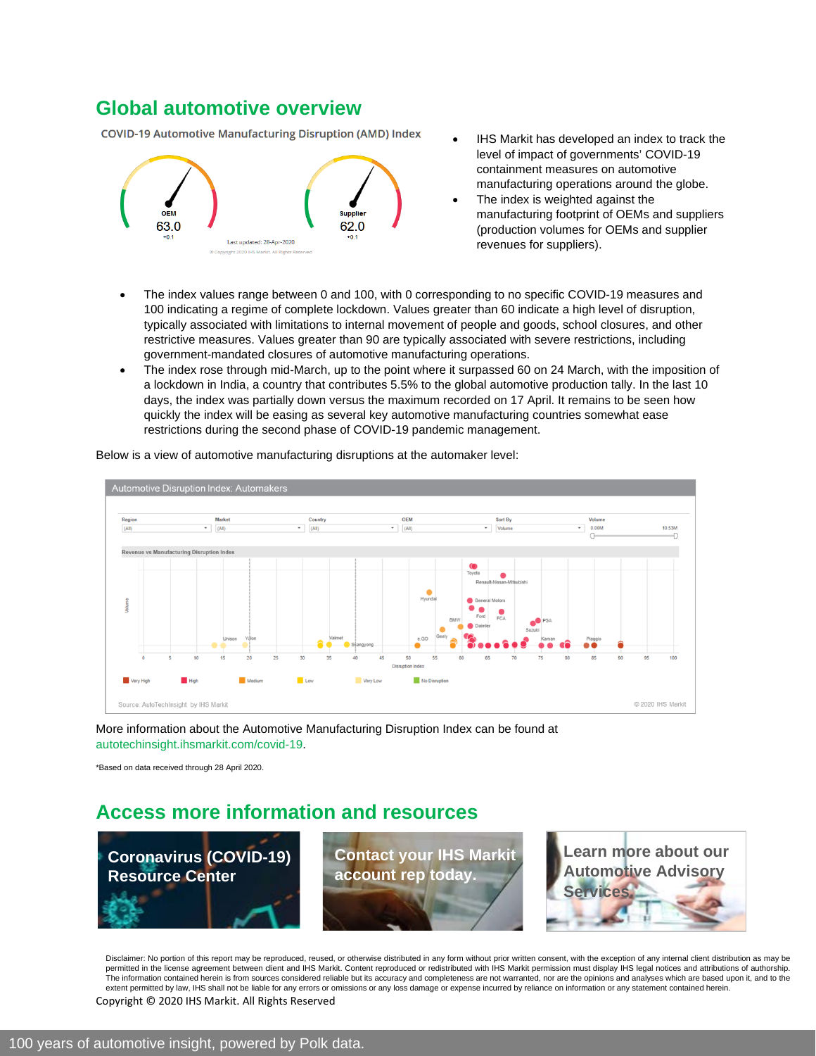# Global automotive overview

COVID-19 Automotive Manufacturing Disruption (AMD) Index

OEM
63.0
+0.1

Supplier
62.0
+0.1

Last updated: 28-Apr-2020

© Copyright 2020 IHS Markit. All Rights Reserved

- IHS Markit has developed an index to track the level of impact of governments' COVID-19 containment measures on automotive manufacturing operations around the globe.
- The index is weighted against the manufacturing footprint of OEMs and suppliers (production volumes for OEMs and supplier revenues for suppliers).

- The index values range between 0 and 100, with 0 corresponding to no specific COVID-19 measures and 100 indicating a regime of complete lockdown. Values greater than 60 indicate a high level of disruption, typically associated with limitations to internal movement of people and goods, school closures, and other restrictive measures. Values greater than 90 are typically associated with severe restrictions, including government-mandated closures of automotive manufacturing operations.
- The index rose through mid-March, up to the point where it surpassed 60 on 24 March, with the imposition of a lockdown in India, a country that contributes 5.5% to the global automotive production tally. In the last 10 days, the index was partially down versus the maximum recorded on 17 April. It remains to be seen how quickly the index will be easing as several key automotive manufacturing countries somewhat ease restrictions during the second phase of COVID-19 pandemic management.

Below is a view of automotive manufacturing disruptions at the automaker level:

Automotive Disruption Index: Automakers

Region (All) | Market (All) | Country (All) | OEM (All) | Sort By Volume | Volume 0.00M 10.53M

Revenue vs Manufacturing Disruption Index

Volume

Toyota
Renault-Nissan-Mitsubishi
Hyundai
General Motors
Ford
FCA
BMW
Daimler
PSA
Suzuki
Geely
e.GO
Unison
Yulon
Valmet
Ssangyong
Karsan
Piaggio

0 5 10 15 20 25 30 35 40 45 50 55 60 65 70 75 80 85 90 95 100

Disruption Index

Very High | High | Medium | Low | Very Low | No Disruption

Source: AutoTechInsight by IHS Markit

© 2020 IHS Markit

More information about the Automotive Manufacturing Disruption Index can be found at autotechinsight.ihsmarkit.com/covid-19.

*Based on data received through 28 April 2020.

# Access more information and resources

Coronavirus (COVID-19) Resource Center

Contact your IHS Markit account rep today.

Learn more about our Automotive Advisory Services

Disclaimer: No portion of this report may be reproduced, reused, or otherwise distributed in any form without prior written consent, with the exception of any internal client distribution as may be permitted in the license agreement between client and IHS Markit. Content reproduced or redistributed with IHS Markit permission must display IHS legal notices and attributions of authorship. The information contained herein is from sources considered reliable but its accuracy and completeness are not warranted, nor are the opinions and analyses which are based upon it, and to the extent permitted by law, IHS shall not be liable for any errors or omissions or any loss damage or expense incurred by reliance on information or any statement contained herein.

Copyright © 2020 IHS Markit. All Rights Reserved

100 years of automotive insight, powered by Polk data.